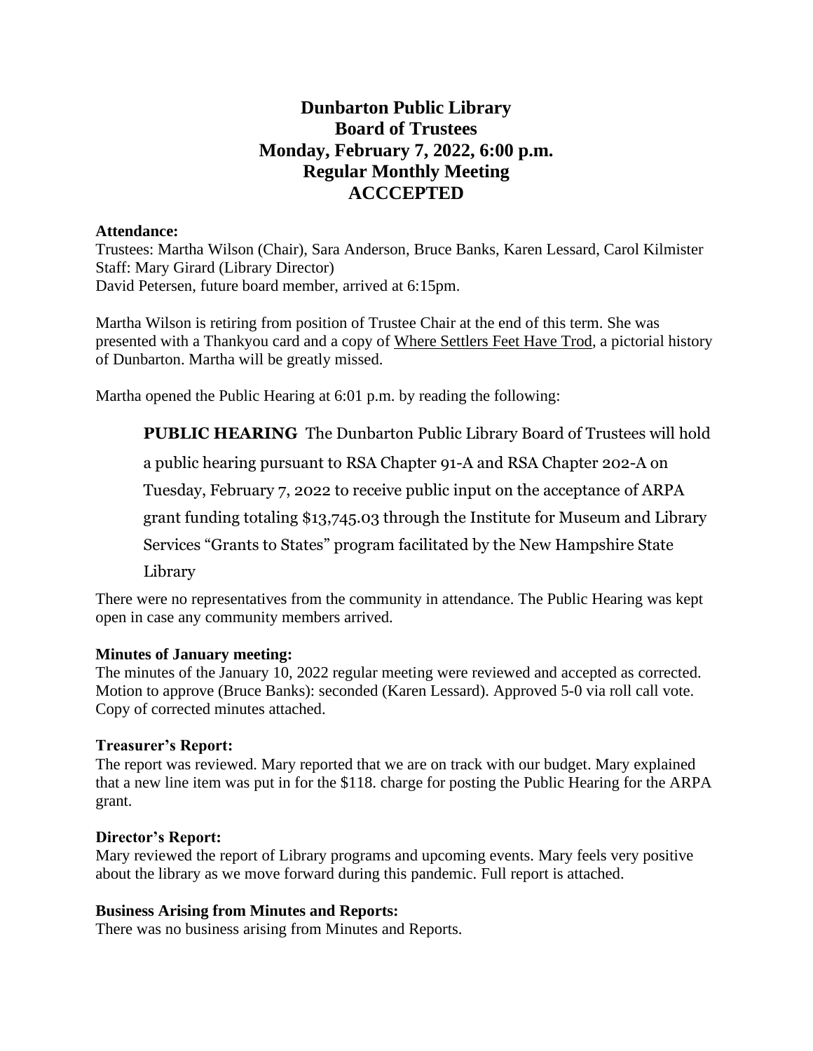# Dunbarton Public Library
# Board of Trustees
# Monday, February 7, 2022, 6:00 p.m.
# Regular Monthly Meeting
# ACCCEPTED

**Attendance:**
Trustees: Martha Wilson (Chair), Sara Anderson, Bruce Banks, Karen Lessard, Carol Kilmister
Staff: Mary Girard (Library Director)
David Petersen, future board member, arrived at 6:15pm.

Martha Wilson is retiring from position of Trustee Chair at the end of this term. She was presented with a Thankyou card and a copy of Where Settlers Feet Have Trod, a pictorial history of Dunbarton. Martha will be greatly missed.

Martha opened the Public Hearing at 6:01 p.m. by reading the following:

> **PUBLIC HEARING** The Dunbarton Public Library Board of Trustees will hold a public hearing pursuant to RSA Chapter 91-A and RSA Chapter 202-A on Tuesday, February 7, 2022 to receive public input on the acceptance of ARPA grant funding totaling $13,745.03 through the Institute for Museum and Library Services "Grants to States" program facilitated by the New Hampshire State Library

There were no representatives from the community in attendance. The Public Hearing was kept open in case any community members arrived.

**Minutes of January meeting:**
The minutes of the January 10, 2022 regular meeting were reviewed and accepted as corrected. Motion to approve (Bruce Banks): seconded (Karen Lessard). Approved 5-0 via roll call vote. Copy of corrected minutes attached.

**Treasurer's Report:**
The report was reviewed. Mary reported that we are on track with our budget. Mary explained that a new line item was put in for the $118. charge for posting the Public Hearing for the ARPA grant.

**Director's Report:**
Mary reviewed the report of Library programs and upcoming events. Mary feels very positive about the library as we move forward during this pandemic. Full report is attached.

**Business Arising from Minutes and Reports:**
There was no business arising from Minutes and Reports.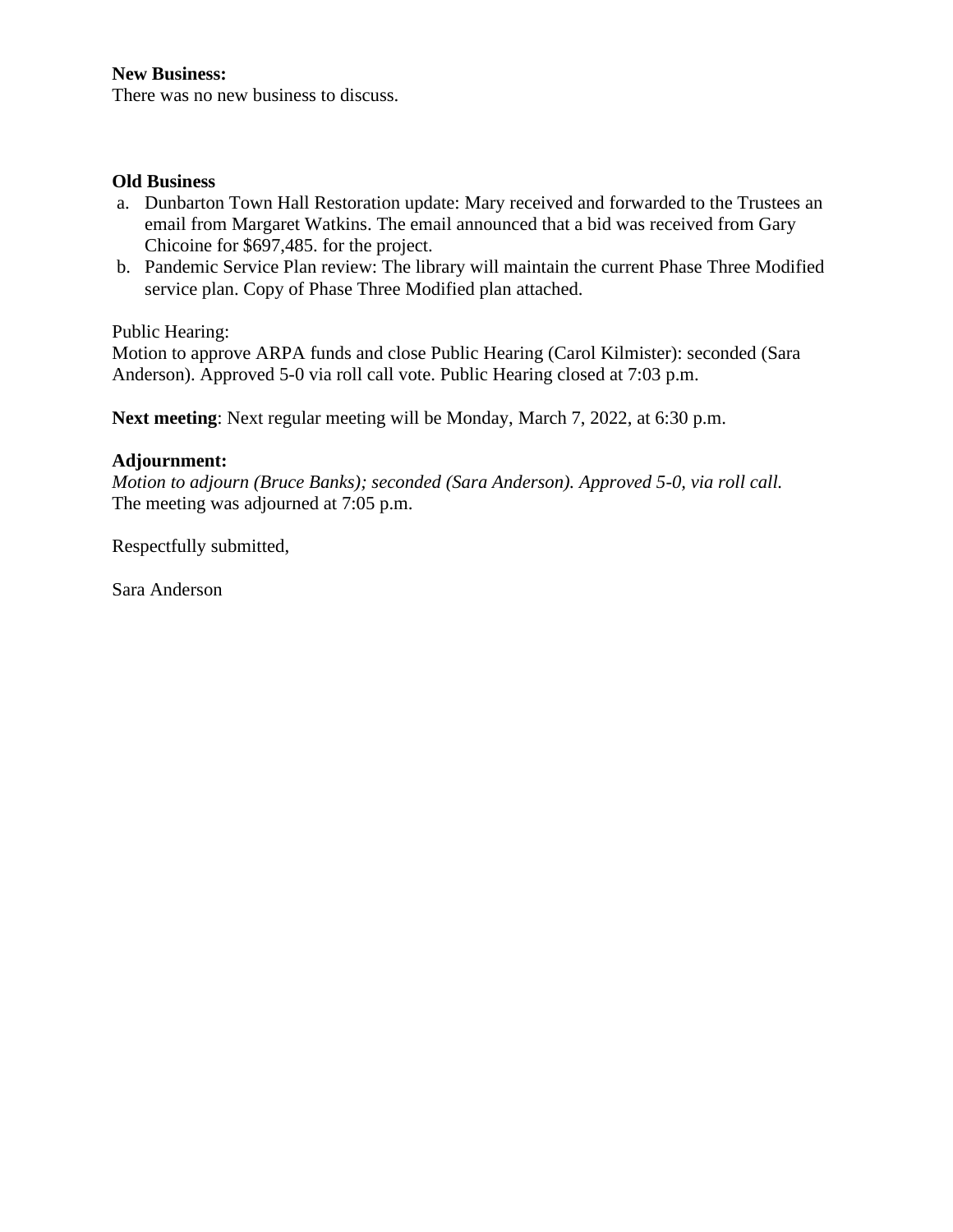**New Business:**
There was no new business to discuss.

**Old Business**

a. Dunbarton Town Hall Restoration update: Mary received and forwarded to the Trustees an email from Margaret Watkins. The email announced that a bid was received from Gary Chicoine for $697,485. for the project.
b. Pandemic Service Plan review: The library will maintain the current Phase Three Modified service plan. Copy of Phase Three Modified plan attached.

Public Hearing:
Motion to approve ARPA funds and close Public Hearing (Carol Kilmister): seconded (Sara Anderson). Approved 5-0 via roll call vote. Public Hearing closed at 7:03 p.m.

**Next meeting**: Next regular meeting will be Monday, March 7, 2022, at 6:30 p.m.

**Adjournment:**
*Motion to adjourn (Bruce Banks); seconded (Sara Anderson). Approved 5-0, via roll call.*
The meeting was adjourned at 7:05 p.m.

Respectfully submitted,

Sara Anderson